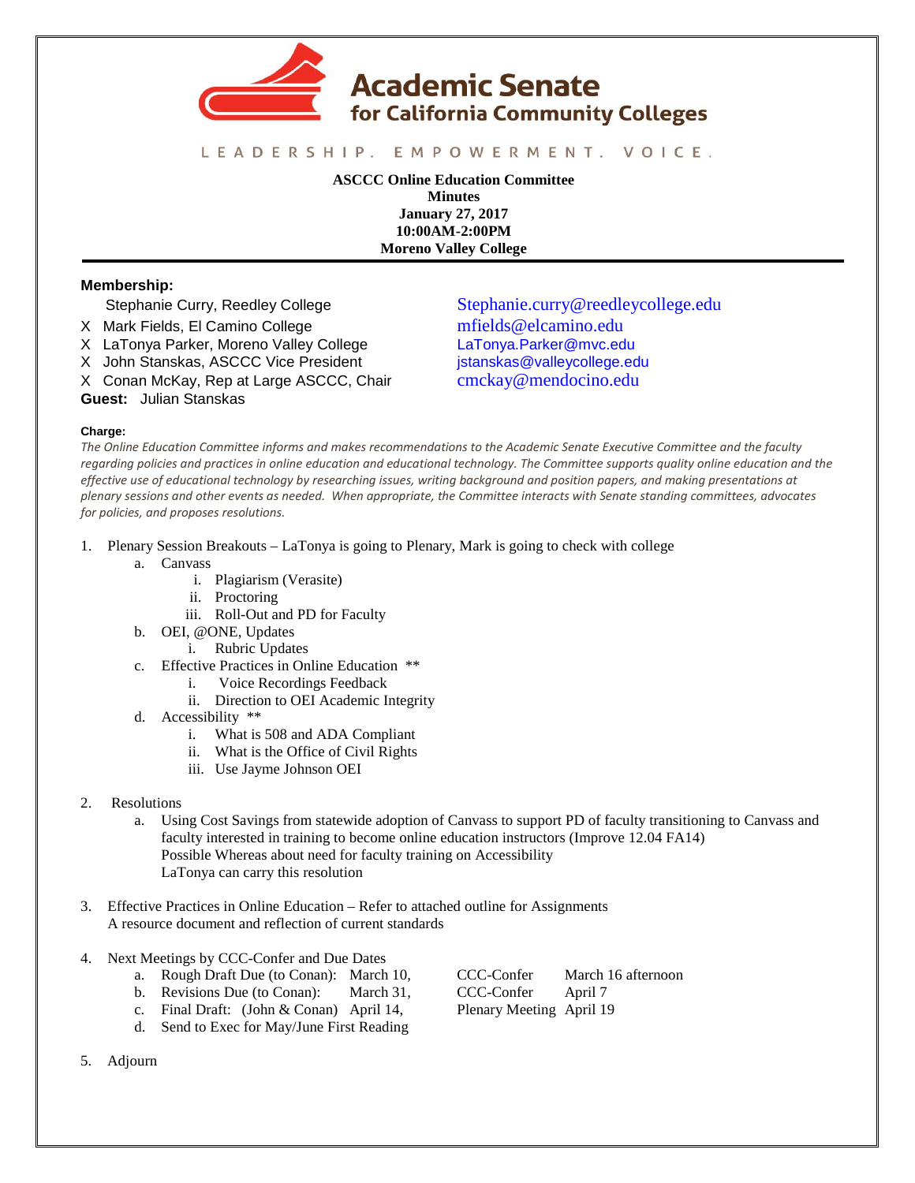# Academic Senate for California Community Colleges

LEADERSHIP. EMPOWERMENT. VOICE.

**ASCCC Online Education Committee**
**Minutes**
**January 27, 2017**
**10:00AM-2:00PM**
**Moreno Valley College**

## Membership:

| | | |
|---|---|---|
| | Stephanie Curry, Reedley College | Stephanie.curry@reedleycollege.edu |
| X | Mark Fields, El Camino College | mfields@elcamino.edu |
| X | LaTonya Parker, Moreno Valley College | LaTonya.Parker@mvc.edu |
| X | John Stanskas, ASCCC Vice President | jstanskas@valleycollege.edu |
| X | Conan McKay, Rep at Large ASCCC, Chair | cmckay@mendocino.edu |

**Guest:** Julian Stanskas

**Charge:**

*The Online Education Committee informs and makes recommendations to the Academic Senate Executive Committee and the faculty regarding policies and practices in online education and educational technology. The Committee supports quality online education and the effective use of educational technology by researching issues, writing background and position papers, and making presentations at plenary sessions and other events as needed. When appropriate, the Committee interacts with Senate standing committees, advocates for policies, and proposes resolutions.*

1. Plenary Session Breakouts – LaTonya is going to Plenary, Mark is going to check with college
   a. Canvass
      i. Plagiarism (Verasite)
      ii. Proctoring
      iii. Roll-Out and PD for Faculty
   b. OEI, @ONE, Updates
      i. Rubric Updates
   c. Effective Practices in Online Education **
      i. Voice Recordings Feedback
      ii. Direction to OEI Academic Integrity
   d. Accessibility **
      i. What is 508 and ADA Compliant
      ii. What is the Office of Civil Rights
      iii. Use Jayme Johnson OEI

2. Resolutions
   a. Using Cost Savings from statewide adoption of Canvass to support PD of faculty transitioning to Canvass and faculty interested in training to become online education instructors (Improve 12.04 FA14)
      Possible Whereas about need for faculty training on Accessibility
      LaTonya can carry this resolution

3. Effective Practices in Online Education – Refer to attached outline for Assignments
   A resource document and reflection of current standards

4. Next Meetings by CCC-Confer and Due Dates

| | | | | |
|---|---|---|---|---|
| a. | Rough Draft Due (to Conan): | March 10, | CCC-Confer | March 16 afternoon |
| b. | Revisions Due (to Conan): | March 31, | CCC-Confer | April 7 |
| c. | Final Draft: (John & Conan) | April 14, | Plenary Meeting | April 19 |
| d. | Send to Exec for May/June First Reading | | | |

5. Adjourn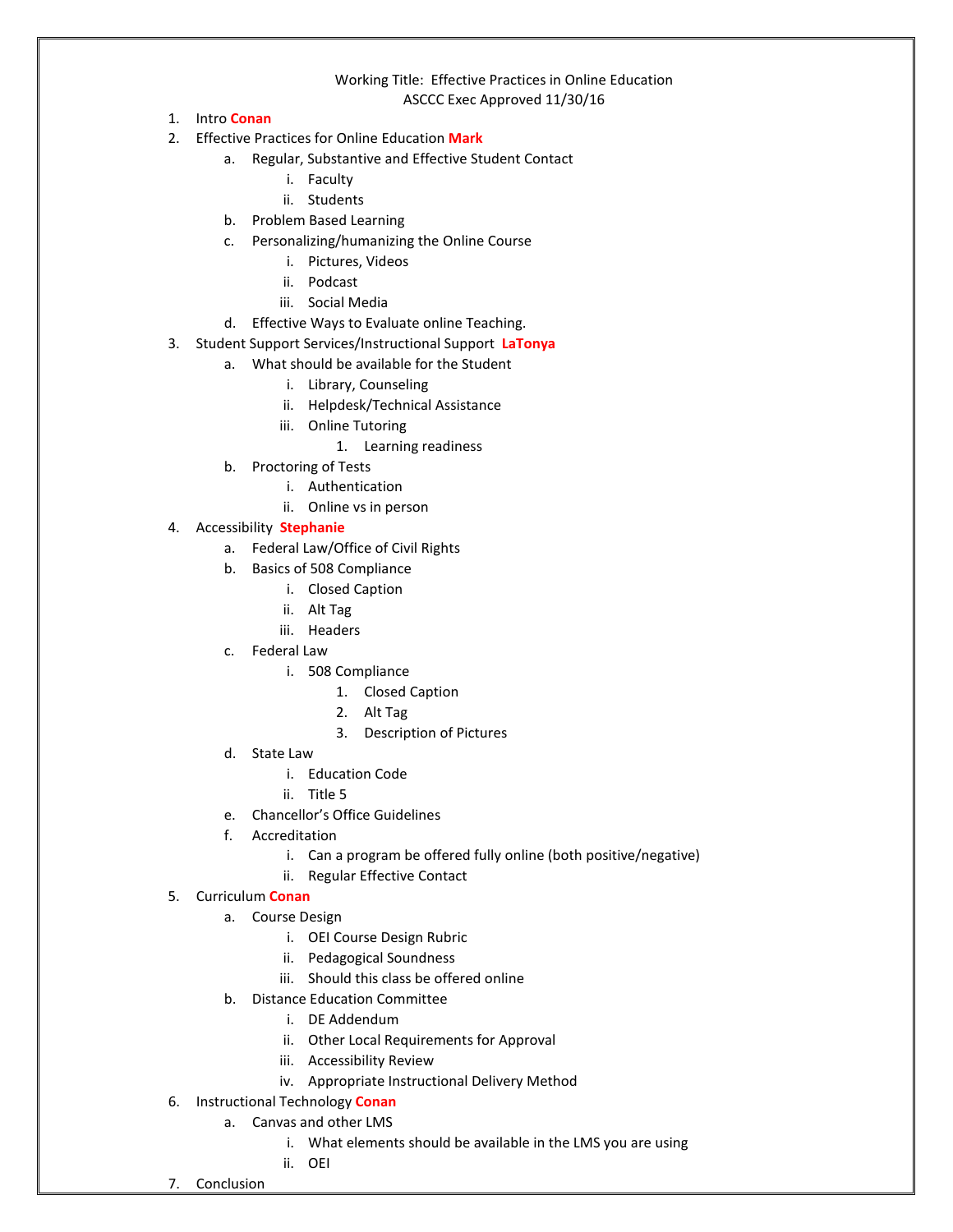Working Title: Effective Practices in Online Education

ASCCC Exec Approved 11/30/16

1. Intro **Conan**
2. Effective Practices for Online Education **Mark**
   a. Regular, Substantive and Effective Student Contact
      i. Faculty
      ii. Students
   b. Problem Based Learning
   c. Personalizing/humanizing the Online Course
      i. Pictures, Videos
      ii. Podcast
      iii. Social Media
   d. Effective Ways to Evaluate online Teaching.
3. Student Support Services/Instructional Support **LaTonya**
   a. What should be available for the Student
      i. Library, Counseling
      ii. Helpdesk/Technical Assistance
      iii. Online Tutoring
         1. Learning readiness
   b. Proctoring of Tests
      i. Authentication
      ii. Online vs in person
4. Accessibility **Stephanie**
   a. Federal Law/Office of Civil Rights
   b. Basics of 508 Compliance
      i. Closed Caption
      ii. Alt Tag
      iii. Headers
   c. Federal Law
      i. 508 Compliance
         1. Closed Caption
         2. Alt Tag
         3. Description of Pictures
   d. State Law
      i. Education Code
      ii. Title 5
   e. Chancellor's Office Guidelines
   f. Accreditation
      i. Can a program be offered fully online (both positive/negative)
      ii. Regular Effective Contact
5. Curriculum **Conan**
   a. Course Design
      i. OEI Course Design Rubric
      ii. Pedagogical Soundness
      iii. Should this class be offered online
   b. Distance Education Committee
      i. DE Addendum
      ii. Other Local Requirements for Approval
      iii. Accessibility Review
      iv. Appropriate Instructional Delivery Method
6. Instructional Technology **Conan**
   a. Canvas and other LMS
      i. What elements should be available in the LMS you are using
      ii. OEI
7. Conclusion